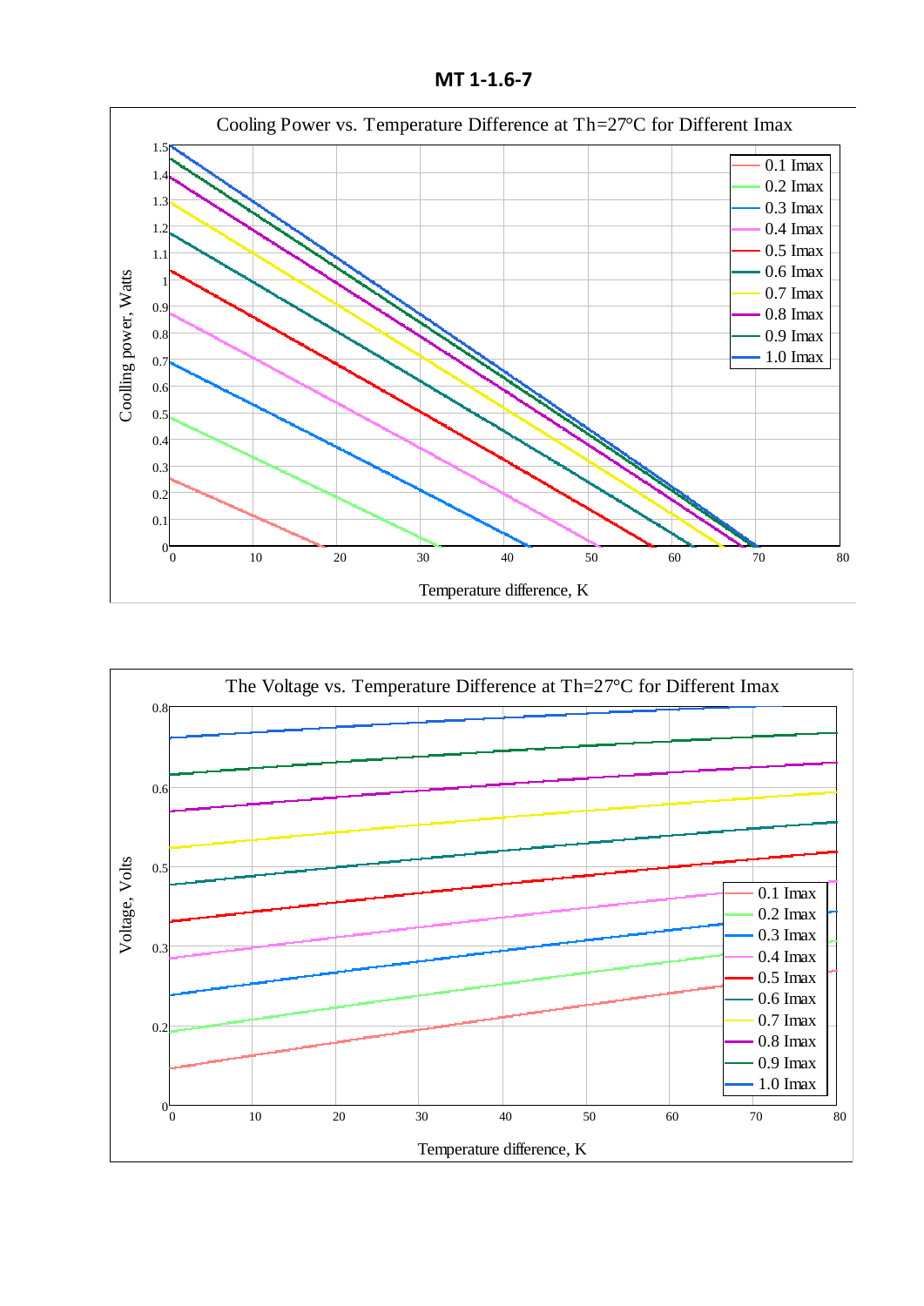# MT 1-1.6-7

Cooling Power vs. Temperature Difference at Th=27°C for Different Imax

Coolling power, Watts

Temperature difference, K

0.1 Imax
0.2 Imax
0.3 Imax
0.4 Imax
0.5 Imax
0.6 Imax
0.7 Imax
0.8 Imax
0.9 Imax
1.0 Imax

The Voltage vs. Temperature Difference at Th=27°C for Different Imax

Voltage, Volts

Temperature difference, K

0.1 Imax
0.2 Imax
0.3 Imax
0.4 Imax
0.5 Imax
0.6 Imax
0.7 Imax
0.8 Imax
0.9 Imax
1.0 Imax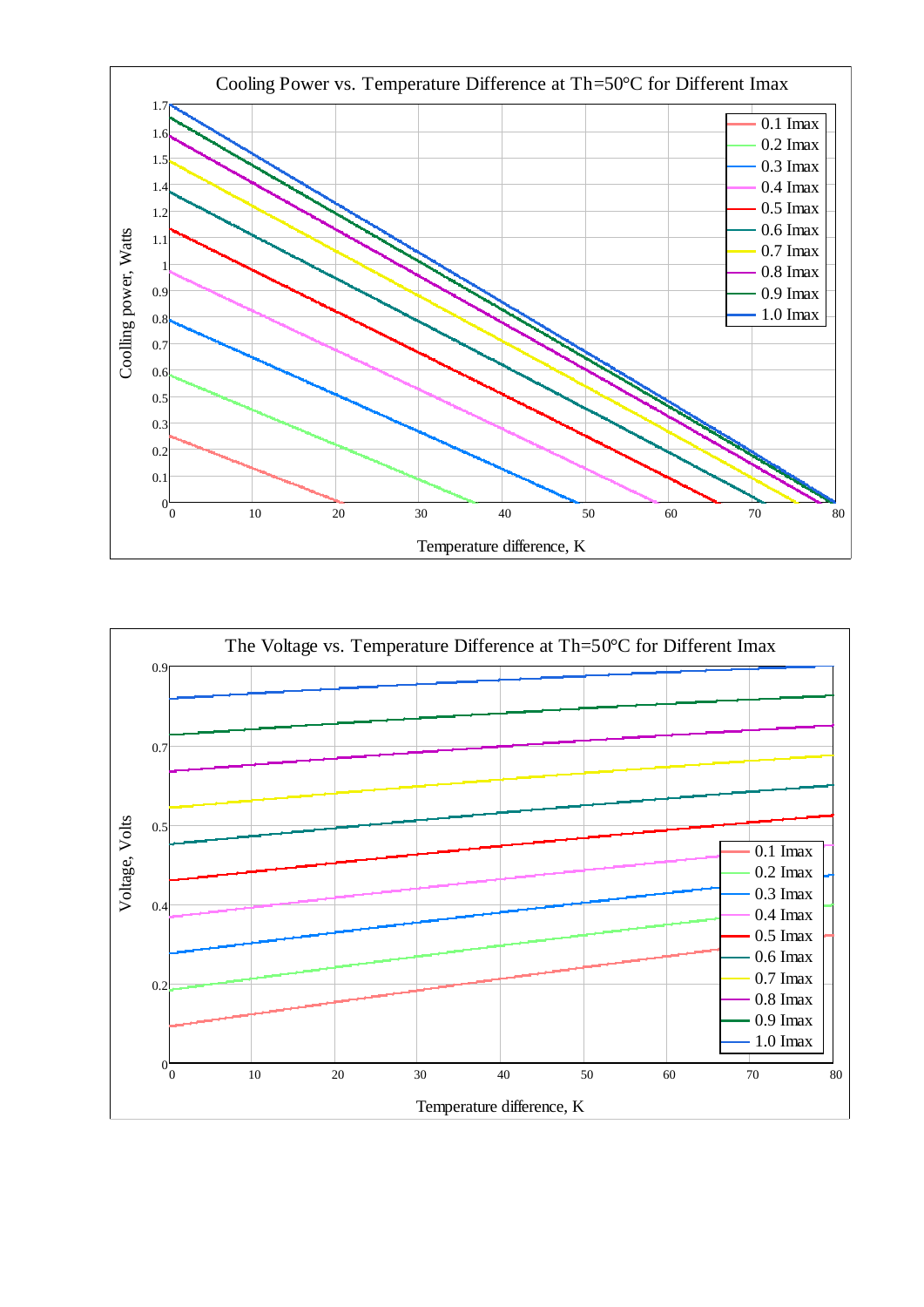Cooling Power vs. Temperature Difference at Th=50°C for Different Imax

Coolling power, Watts

1.7
1.6
1.5
1.4
1.2
1.1
1
0.9
0.8
0.7
0.6
0.5
0.3
0.2
0.1
0

0
10
20
30
40
50
60
70
80

Temperature difference, K

0.1 Imax
0.2 Imax
0.3 Imax
0.4 Imax
0.5 Imax
0.6 Imax
0.7 Imax
0.8 Imax
0.9 Imax
1.0 Imax

The Voltage vs. Temperature Difference at Th=50°C for Different Imax

Voltage, Volts

0.9
0.7
0.5
0.4
0.2
0

0
10
20
30
40
50
60
70
80

Temperature difference, K

0.1 Imax
0.2 Imax
0.3 Imax
0.4 Imax
0.5 Imax
0.6 Imax
0.7 Imax
0.8 Imax
0.9 Imax
1.0 Imax